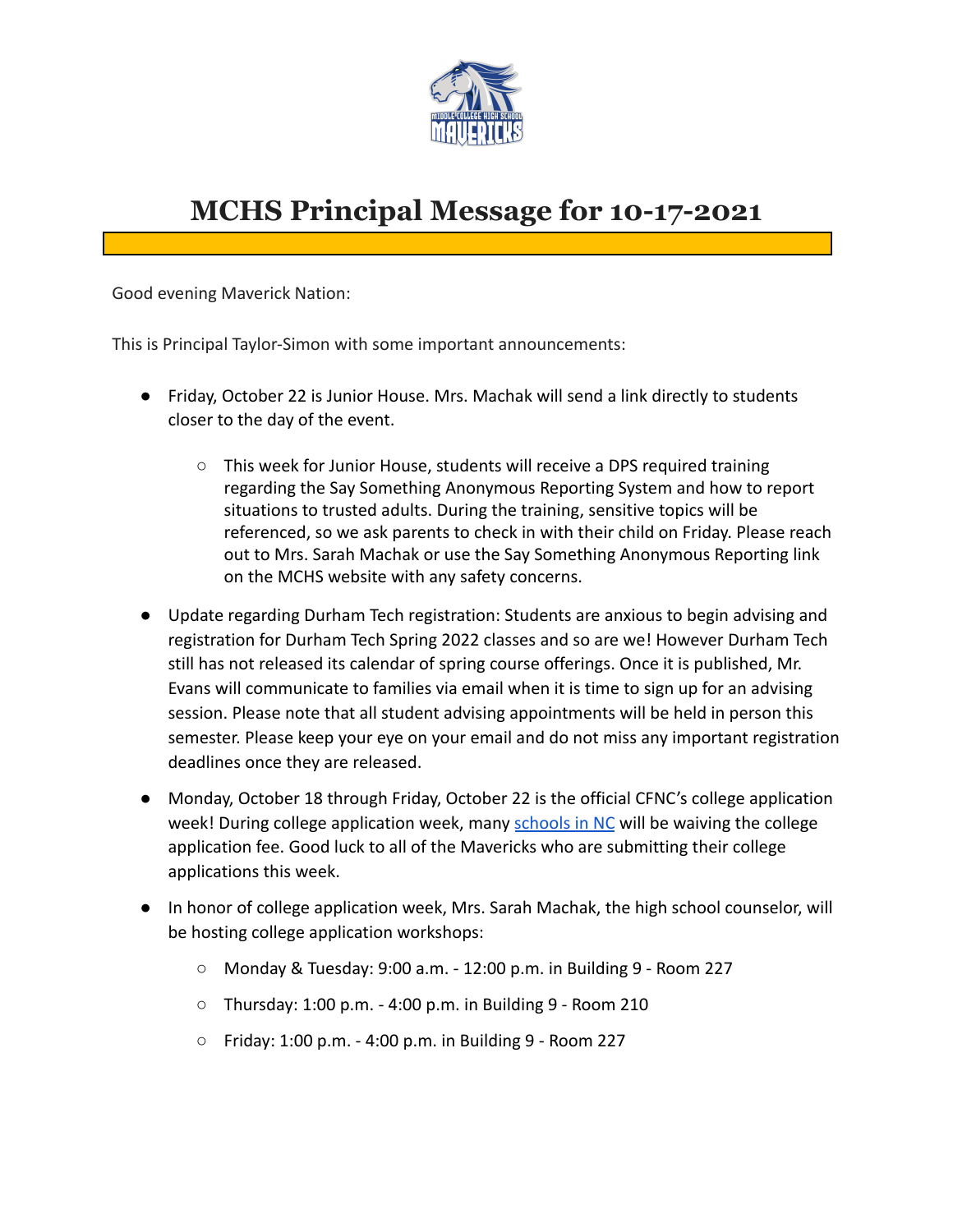# MCHS Principal Message for 10-17-2021

Good evening Maverick Nation:

This is Principal Taylor-Simon with some important announcements:

- Friday, October 22 is Junior House. Mrs. Machak will send a link directly to students closer to the day of the event.
  - This week for Junior House, students will receive a DPS required training regarding the Say Something Anonymous Reporting System and how to report situations to trusted adults. During the training, sensitive topics will be referenced, so we ask parents to check in with their child on Friday. Please reach out to Mrs. Sarah Machak or use the Say Something Anonymous Reporting link on the MCHS website with any safety concerns.
- Update regarding Durham Tech registration: Students are anxious to begin advising and registration for Durham Tech Spring 2022 classes and so are we! However Durham Tech still has not released its calendar of spring course offerings. Once it is published, Mr. Evans will communicate to families via email when it is time to sign up for an advising session. Please note that all student advising appointments will be held in person this semester. Please keep your eye on your email and do not miss any important registration deadlines once they are released.
- Monday, October 18 through Friday, October 22 is the official CFNC's college application week! During college application week, many schools in NC will be waiving the college application fee. Good luck to all of the Mavericks who are submitting their college applications this week.
- In honor of college application week, Mrs. Sarah Machak, the high school counselor, will be hosting college application workshops:
  - Monday & Tuesday: 9:00 a.m. - 12:00 p.m. in Building 9 - Room 227
  - Thursday: 1:00 p.m. - 4:00 p.m. in Building 9 - Room 210
  - Friday: 1:00 p.m. - 4:00 p.m. in Building 9 - Room 227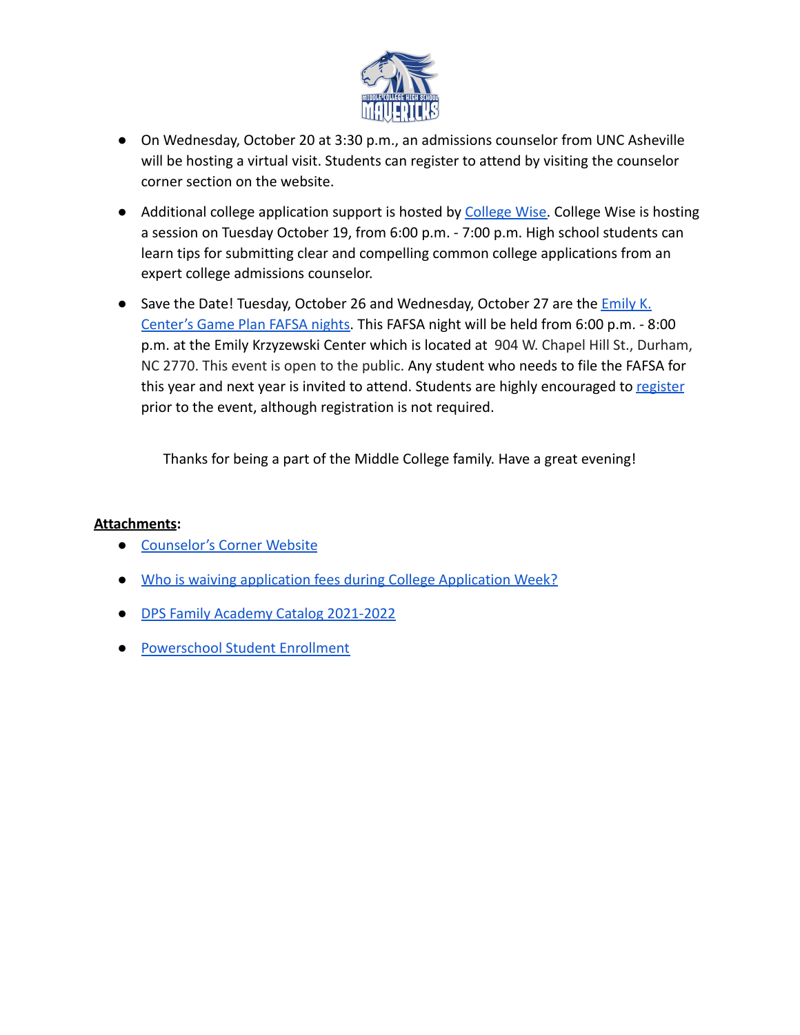- On Wednesday, October 20 at 3:30 p.m., an admissions counselor from UNC Asheville will be hosting a virtual visit. Students can register to attend by visiting the counselor corner section on the website.
- Additional college application support is hosted by College Wise. College Wise is hosting a session on Tuesday October 19, from 6:00 p.m. - 7:00 p.m. High school students can learn tips for submitting clear and compelling common college applications from an expert college admissions counselor.
- Save the Date! Tuesday, October 26 and Wednesday, October 27 are the Emily K. Center's Game Plan FAFSA nights. This FAFSA night will be held from 6:00 p.m. - 8:00 p.m. at the Emily Krzyzewski Center which is located at 904 W. Chapel Hill St., Durham, NC 2770. This event is open to the public. Any student who needs to file the FAFSA for this year and next year is invited to attend. Students are highly encouraged to register prior to the event, although registration is not required.

Thanks for being a part of the Middle College family. Have a great evening!

**Attachments**:

- Counselor's Corner Website
- Who is waiving application fees during College Application Week?
- DPS Family Academy Catalog 2021-2022
- Powerschool Student Enrollment